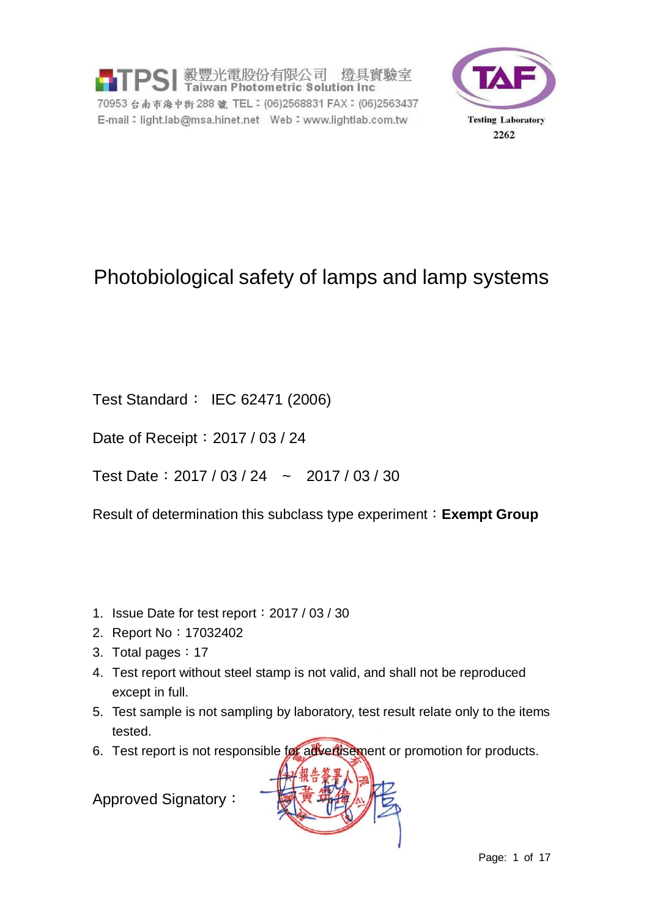TPSI 毅豐光電股份有限公司 燈具實驗室
Taiwan Photometric Solution Inc

70953 台南市海中街 288 號 TEL：(06)2568831 FAX：(06)2563437
E-mail：light.lab@msa.hinet.net Web：www.lightlab.com.tw

TAF
Testing Laboratory
2262

# Photobiological safety of lamps and lamp systems

Test Standard： IEC 62471 (2006)

Date of Receipt：2017 / 03 / 24

Test Date：2017 / 03 / 24 ~ 2017 / 03 / 30

Result of determination this subclass type experiment：**Exempt Group**

1. Issue Date for test report：2017 / 03 / 30
2. Report No：17032402
3. Total pages：17
4. Test report without steel stamp is not valid, and shall not be reproduced except in full.
5. Test sample is not sampling by laboratory, test result relate only to the items tested.
6. Test report is not responsible for advertisement or promotion for products.

Approved Signatory：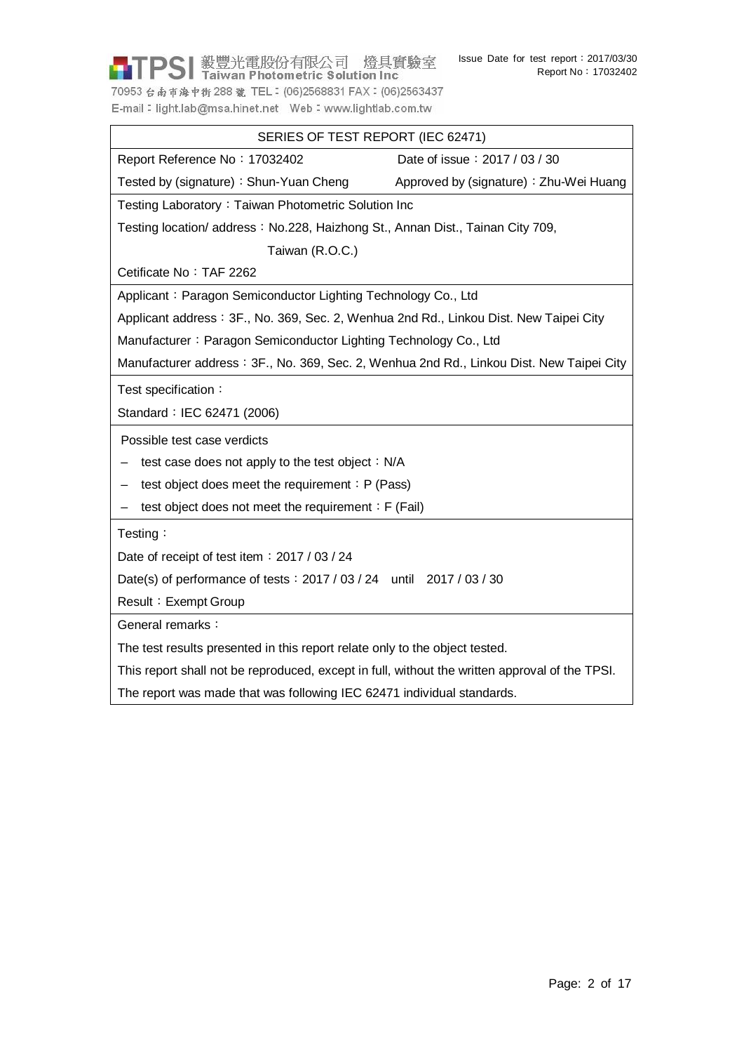| SERIES OF TEST REPORT (IEC 62471) | |
|---|---|
| Report Reference No：17032402 | Date of issue：2017 / 03 / 30 |
| Tested by (signature)：Shun-Yuan Cheng | Approved by (signature)：Zhu-Wei Huang |
| Testing Laboratory：Taiwan Photometric Solution Inc | |
| Testing location/ address：No.228, Haizhong St., Annan Dist., Tainan City 709, Taiwan (R.O.C.) | |
| Cetificate No：TAF 2262 | |
| Applicant：Paragon Semiconductor Lighting Technology Co., Ltd | |
| Applicant address：3F., No. 369, Sec. 2, Wenhua 2nd Rd., Linkou Dist. New Taipei City | |
| Manufacturer：Paragon Semiconductor Lighting Technology Co., Ltd | |
| Manufacturer address：3F., No. 369, Sec. 2, Wenhua 2nd Rd., Linkou Dist. New Taipei City | |
| Test specification：<br>Standard：IEC 62471 (2006) | |
| Possible test case verdicts<br>– test case does not apply to the test object：N/A<br>– test object does meet the requirement：P (Pass)<br>– test object does not meet the requirement：F (Fail) | |
| Testing：<br>Date of receipt of test item：2017 / 03 / 24<br>Date(s) of performance of tests：2017 / 03 / 24 until 2017 / 03 / 30<br>Result：Exempt Group | |
| General remarks：<br>The test results presented in this report relate only to the object tested.<br>This report shall not be reproduced, except in full, without the written approval of the TPSI.<br>The report was made that was following IEC 62471 individual standards. | |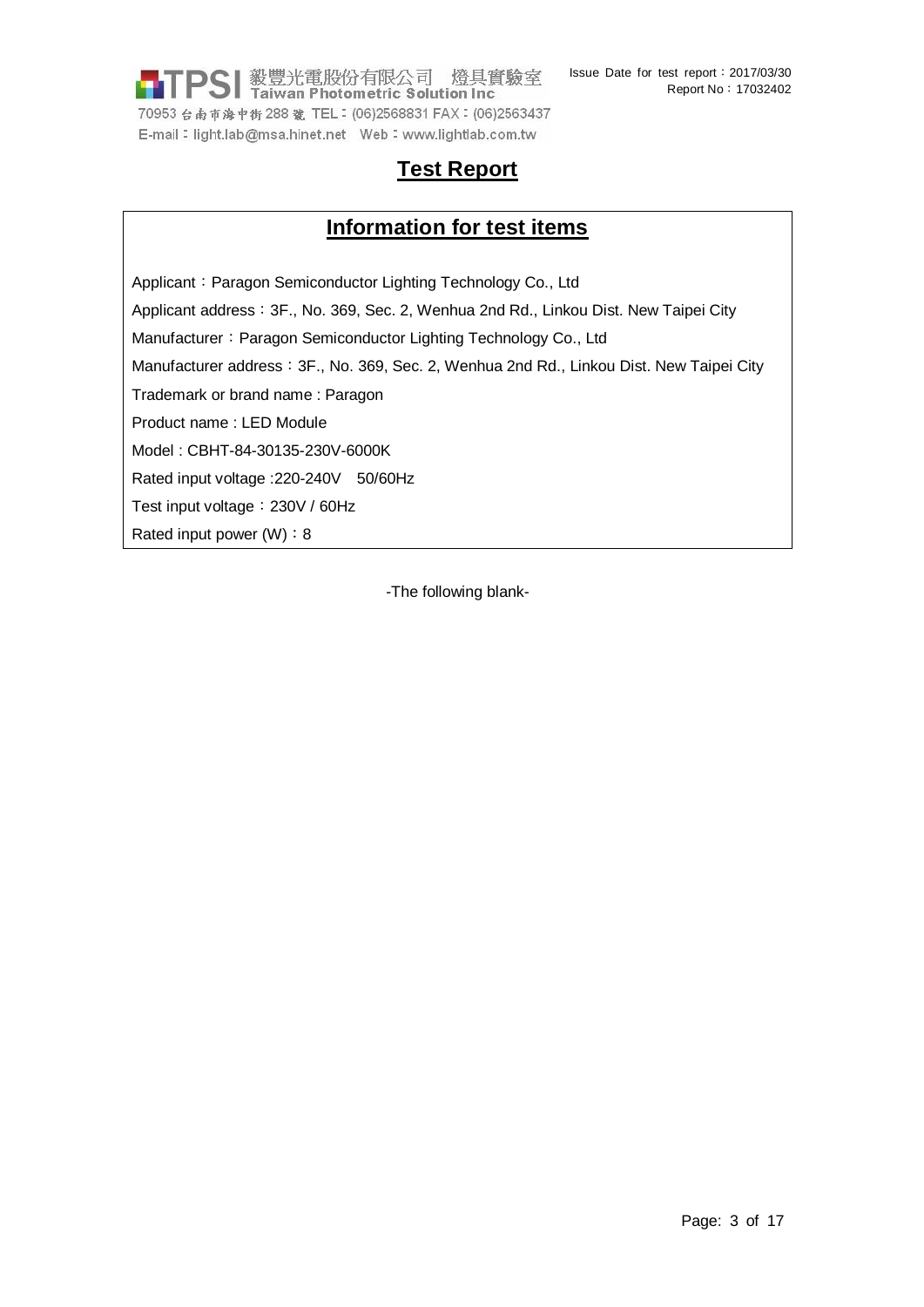# Test Report

## Information for test items

Applicant：Paragon Semiconductor Lighting Technology Co., Ltd

Applicant address：3F., No. 369, Sec. 2, Wenhua 2nd Rd., Linkou Dist. New Taipei City

Manufacturer：Paragon Semiconductor Lighting Technology Co., Ltd

Manufacturer address：3F., No. 369, Sec. 2, Wenhua 2nd Rd., Linkou Dist. New Taipei City

Trademark or brand name : Paragon

Product name : LED Module

Model : CBHT-84-30135-230V-6000K

Rated input voltage :220-240V 50/60Hz

Test input voltage：230V / 60Hz

Rated input power (W)：8

-The following blank-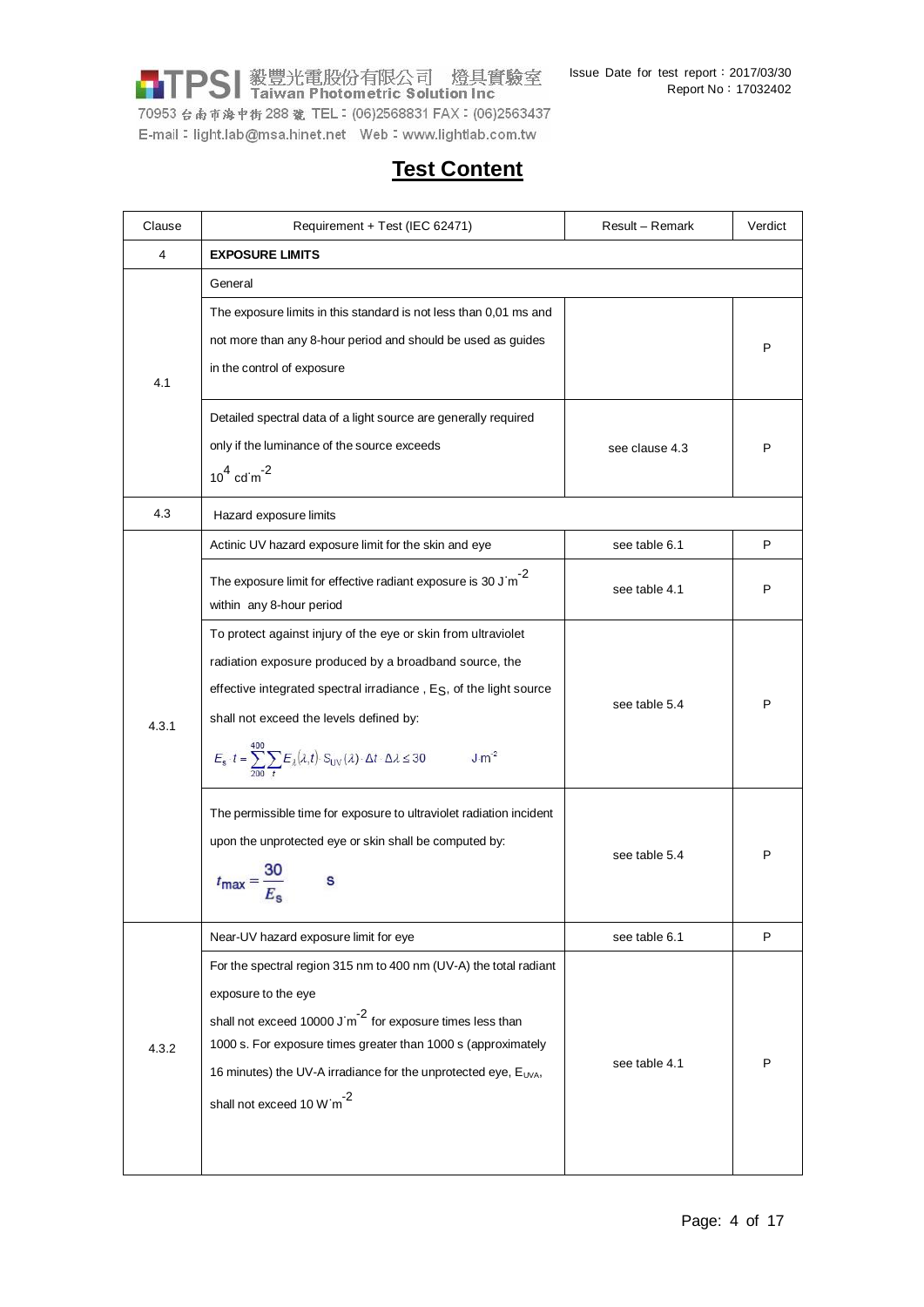## Test Content

| Clause | Requirement + Test (IEC 62471) | Result – Remark | Verdict |
|---|---|---|---|
| 4 | **EXPOSURE LIMITS** | | |
| 4.1 | General | | |
| | The exposure limits in this standard is not less than 0,01 ms and not more than any 8-hour period and should be used as guides in the control of exposure | | P |
| | Detailed spectral data of a light source are generally required only if the luminance of the source exceeds $10^4$ cd·m$^{-2}$ | see clause 4.3 | P |
| 4.3 | Hazard exposure limits | | |
| 4.3.1 | Actinic UV hazard exposure limit for the skin and eye | see table 6.1 | P |
| | The exposure limit for effective radiant exposure is 30 J·m$^{-2}$ within any 8-hour period | see table 4.1 | P |
| | To protect against injury of the eye or skin from ultraviolet radiation exposure produced by a broadband source, the effective integrated spectral irradiance , $E_S$, of the light source shall not exceed the levels defined by: $E_s \cdot t = \sum_{200}^{400} \sum_{t} E_\lambda(\lambda, t) \cdot S_{UV}(\lambda) \cdot \Delta t \cdot \Delta\lambda \leq 30$ J·m$^{-2}$ | see table 5.4 | P |
| | The permissible time for exposure to ultraviolet radiation incident upon the unprotected eye or skin shall be computed by: $t_{max} = \frac{30}{E_s}$ s | see table 5.4 | P |
| 4.3.2 | Near-UV hazard exposure limit for eye | see table 6.1 | P |
| | For the spectral region 315 nm to 400 nm (UV-A) the total radiant exposure to the eye shall not exceed 10000 J·m$^{-2}$ for exposure times less than 1000 s. For exposure times greater than 1000 s (approximately 16 minutes) the UV-A irradiance for the unprotected eye, $E_{UVA}$, shall not exceed 10 W·m$^{-2}$ | see table 4.1 | P |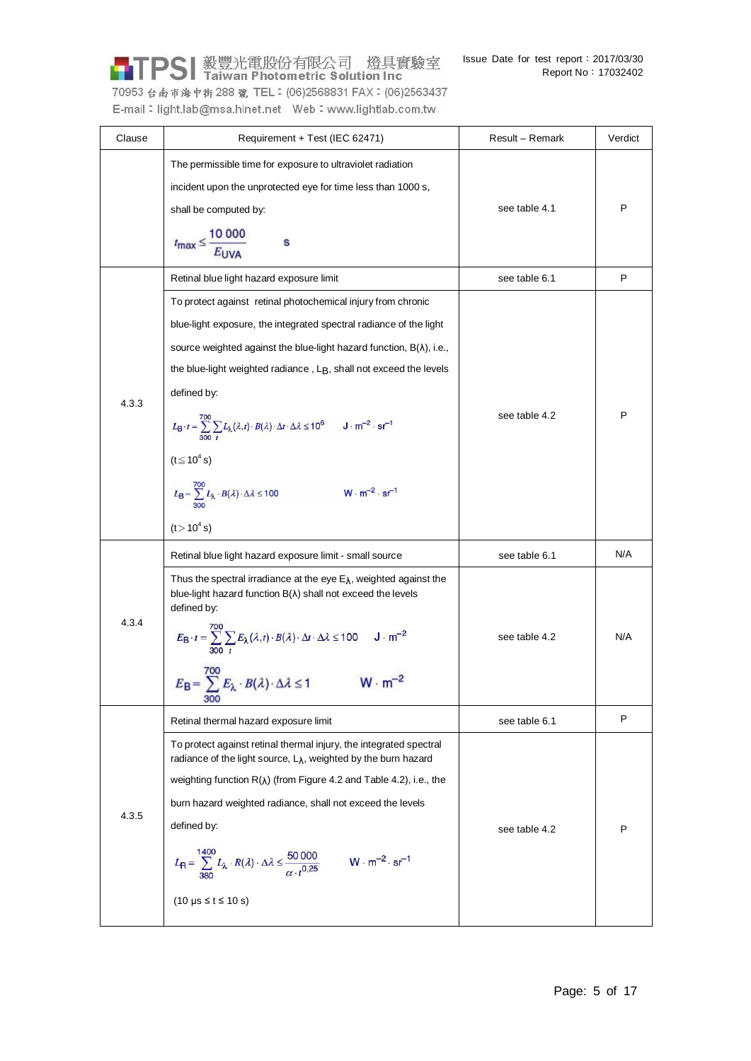| Clause | Requirement + Test (IEC 62471) | Result – Remark | Verdict |
|---|---|---|---|
| | The permissible time for exposure to ultraviolet radiation incident upon the unprotected eye for time less than 1000 s, shall be computed by: $t_{max} \leq \frac{10\,000}{E_{UVA}}$ s | see table 4.1 | P |
| 4.3.3 | Retinal blue light hazard exposure limit | see table 6.1 | P |
| | To protect against retinal photochemical injury from chronic blue-light exposure, the integrated spectral radiance of the light source weighted against the blue-light hazard function, B(λ), i.e., the blue-light weighted radiance , $L_B$, shall not exceed the levels defined by: $L_B \cdot t = \sum_{300}^{700} \sum_{t} L_{\lambda}(\lambda,t) \cdot B(\lambda) \cdot \Delta t \cdot \Delta\lambda \leq 10^6$ $J \cdot m^{-2} \cdot sr^{-1}$ ($t \leqq 10^4$ s) $L_B = \sum_{300}^{700} L_{\lambda} \cdot B(\lambda) \cdot \Delta\lambda \leq 100$ $W \cdot m^{-2} \cdot sr^{-1}$ ($t > 10^4$ s) | see table 4.2 | P |
| 4.3.4 | Retinal blue light hazard exposure limit - small source | see table 6.1 | N/A |
| | Thus the spectral irradiance at the eye $E_{\lambda}$, weighted against the blue-light hazard function B(λ) shall not exceed the levels defined by: $E_B \cdot t = \sum_{300}^{700} \sum_{t} E_{\lambda}(\lambda,t) \cdot B(\lambda) \cdot \Delta t \cdot \Delta\lambda \leq 100$ $J \cdot m^{-2}$ $E_B = \sum_{300}^{700} E_{\lambda} \cdot B(\lambda) \cdot \Delta\lambda \leq 1$ $W \cdot m^{-2}$ | see table 4.2 | N/A |
| 4.3.5 | Retinal thermal hazard exposure limit | see table 6.1 | P |
| | To protect against retinal thermal injury, the integrated spectral radiance of the light source, $L_{\lambda}$, weighted by the burn hazard weighting function R(λ) (from Figure 4.2 and Table 4.2), i.e., the burn hazard weighted radiance, shall not exceed the levels defined by: $L_R = \sum_{380}^{1400} L_{\lambda} \cdot R(\lambda) \cdot \Delta\lambda \leq \frac{50\,000}{\alpha \cdot t^{0,25}}$ $W \cdot m^{-2} \cdot sr^{-1}$ (10 μs ≤ t ≤ 10 s) | see table 4.2 | P |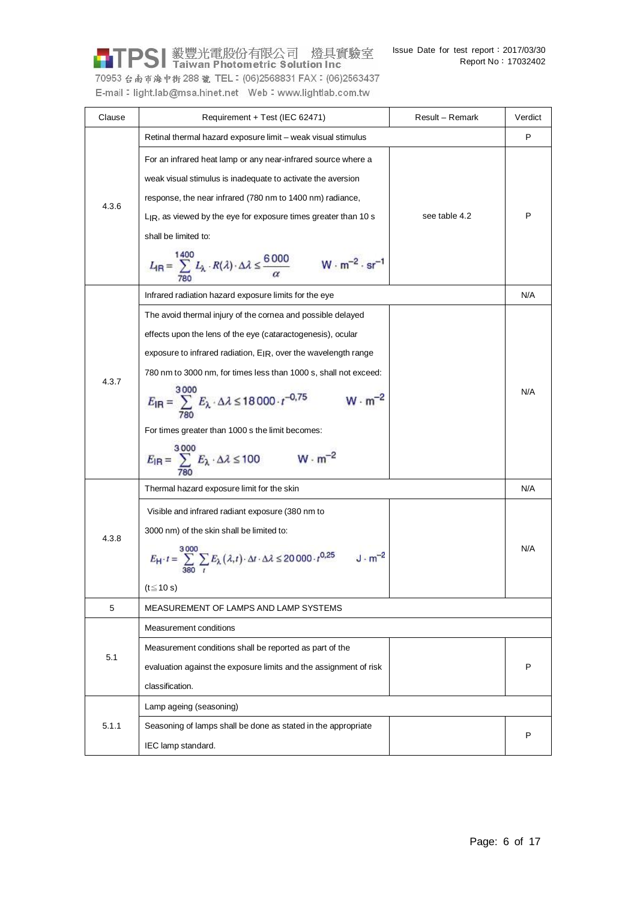| Clause | Requirement + Test (IEC 62471) | Result – Remark | Verdict |
|---|---|---|---|
| | Retinal thermal hazard exposure limit – weak visual stimulus | | P |
| 4.3.6 | For an infrared heat lamp or any near-infrared source where a weak visual stimulus is inadequate to activate the aversion response, the near infrared (780 nm to 1400 nm) radiance, $L_{IR}$, as viewed by the eye for exposure times greater than 10 s shall be limited to: $L_{IR} = \sum_{780}^{1400} L_\lambda \cdot R(\lambda) \cdot \Delta\lambda \leq \frac{6\,000}{\alpha} \quad W \cdot m^{-2} \cdot sr^{-1}$ | see table 4.2 | P |
| | Infrared radiation hazard exposure limits for the eye | | N/A |
| 4.3.7 | The avoid thermal injury of the cornea and possible delayed effects upon the lens of the eye (cataractogenesis), ocular exposure to infrared radiation, $E_{IR}$, over the wavelength range 780 nm to 3000 nm, for times less than 1000 s, shall not exceed: $E_{IR} = \sum_{780}^{3\,000} E_\lambda \cdot \Delta\lambda \leq 18\,000 \cdot t^{-0,75} \quad W \cdot m^{-2}$ For times greater than 1000 s the limit becomes: $E_{IR} = \sum_{780}^{3\,000} E_\lambda \cdot \Delta\lambda \leq 100 \quad W \cdot m^{-2}$ | | N/A |
| | Thermal hazard exposure limit for the skin | | N/A |
| 4.3.8 | Visible and infrared radiant exposure (380 nm to 3000 nm) of the skin shall be limited to: $E_H \cdot t = \sum_{380}^{3\,000} \sum_t E_\lambda(\lambda, t) \cdot \Delta t \cdot \Delta\lambda \leq 20\,000 \cdot t^{0,25} \quad J \cdot m^{-2}$ (t≦10 s) | | N/A |
| 5 | MEASUREMENT OF LAMPS AND LAMP SYSTEMS | | |
| | Measurement conditions | | |
| 5.1 | Measurement conditions shall be reported as part of the evaluation against the exposure limits and the assignment of risk classification. | | P |
| | Lamp ageing (seasoning) | | |
| 5.1.1 | Seasoning of lamps shall be done as stated in the appropriate IEC lamp standard. | | P |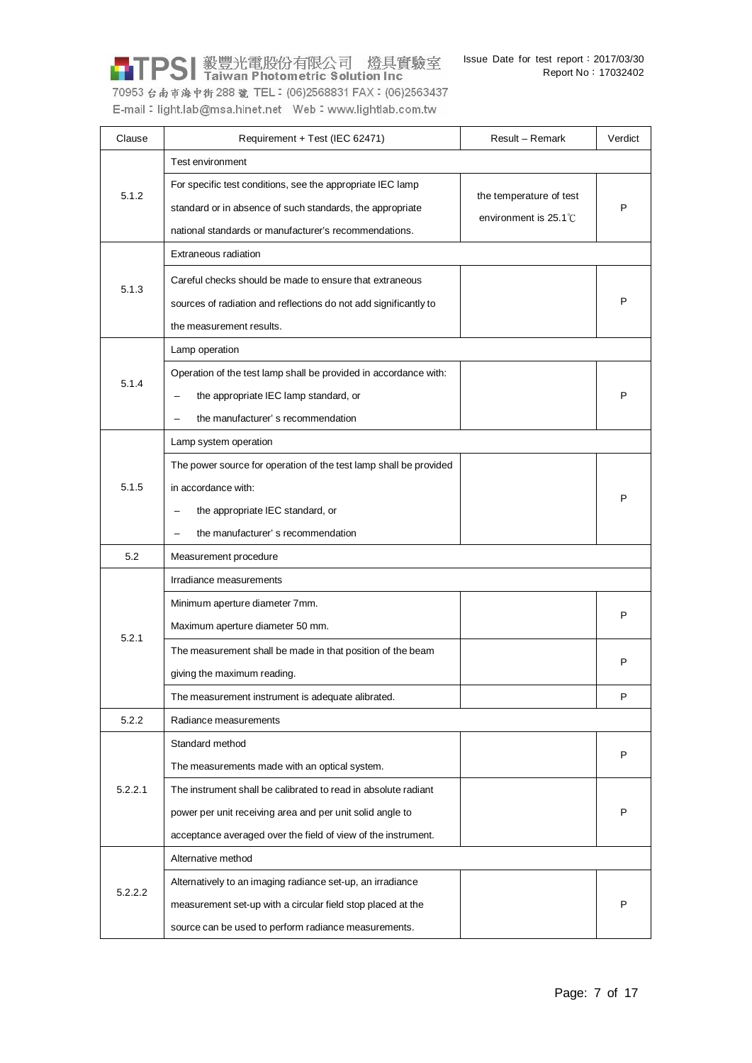| Clause | Requirement + Test (IEC 62471) | Result – Remark | Verdict |
|---|---|---|---|
| 5.1.2 | Test environment | | |
| | For specific test conditions, see the appropriate IEC lamp standard or in absence of such standards, the appropriate national standards or manufacturer's recommendations. | the temperature of test environment is 25.1℃ | P |
| 5.1.3 | Extraneous radiation | | |
| | Careful checks should be made to ensure that extraneous sources of radiation and reflections do not add significantly to the measurement results. | | P |
| 5.1.4 | Lamp operation | | |
| | Operation of the test lamp shall be provided in accordance with:<br>– the appropriate IEC lamp standard, or<br>– the manufacturer' s recommendation | | P |
| 5.1.5 | Lamp system operation | | |
| | The power source for operation of the test lamp shall be provided in accordance with:<br>– the appropriate IEC standard, or<br>– the manufacturer' s recommendation | | P |
| 5.2 | Measurement procedure | | |
| 5.2.1 | Irradiance measurements | | |
| | Minimum aperture diameter 7mm.<br>Maximum aperture diameter 50 mm. | | P |
| | The measurement shall be made in that position of the beam giving the maximum reading. | | P |
| | The measurement instrument is adequate alibrated. | | P |
| 5.2.2 | Radiance measurements | | |
| 5.2.2.1 | Standard method<br>The measurements made with an optical system. | | P |
| | The instrument shall be calibrated to read in absolute radiant power per unit receiving area and per unit solid angle to acceptance averaged over the field of view of the instrument. | | P |
| 5.2.2.2 | Alternative method | | |
| | Alternatively to an imaging radiance set-up, an irradiance measurement set-up with a circular field stop placed at the source can be used to perform radiance measurements. | | P |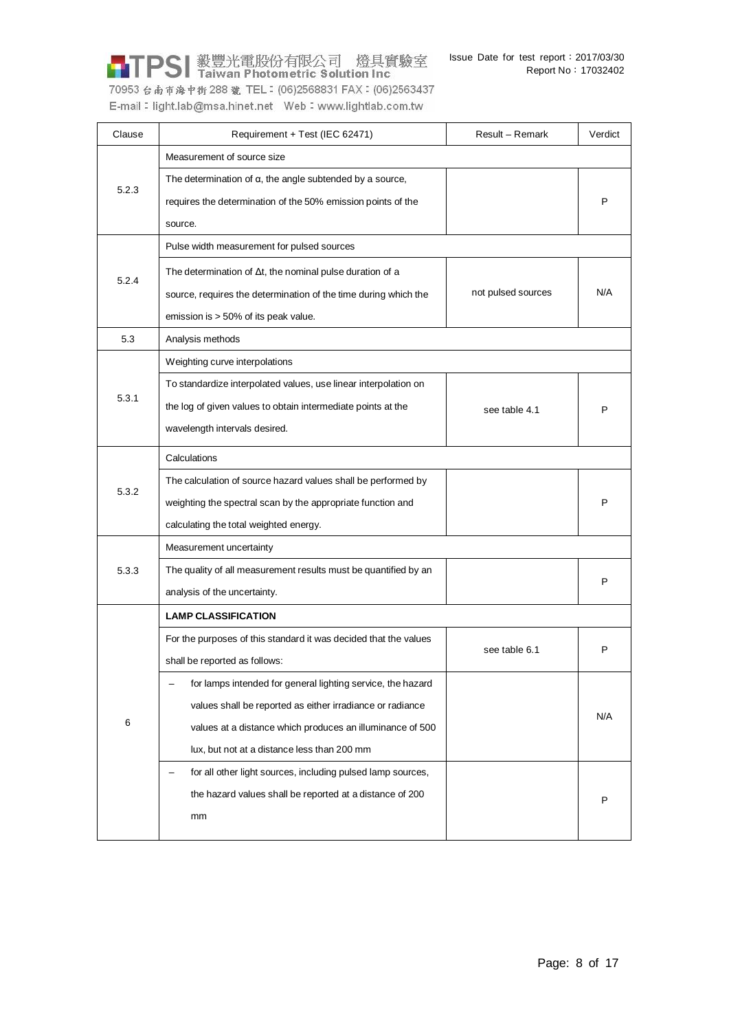| Clause | Requirement + Test (IEC 62471) | Result – Remark | Verdict |
|---|---|---|---|
| 5.2.3 | Measurement of source size | | |
| | The determination of α, the angle subtended by a source, requires the determination of the 50% emission points of the source. | | P |
| 5.2.4 | Pulse width measurement for pulsed sources | | |
| | The determination of Δt, the nominal pulse duration of a source, requires the determination of the time during which the emission is > 50% of its peak value. | not pulsed sources | N/A |
| 5.3 | Analysis methods | | |
| 5.3.1 | Weighting curve interpolations | | |
| | To standardize interpolated values, use linear interpolation on the log of given values to obtain intermediate points at the wavelength intervals desired. | see table 4.1 | P |
| 5.3.2 | Calculations | | |
| | The calculation of source hazard values shall be performed by weighting the spectral scan by the appropriate function and calculating the total weighted energy. | | P |
| 5.3.3 | Measurement uncertainty | | |
| | The quality of all measurement results must be quantified by an analysis of the uncertainty. | | P |
| 6 | **LAMP CLASSIFICATION** | | |
| | For the purposes of this standard it was decided that the values shall be reported as follows: | see table 6.1 | P |
| | – for lamps intended for general lighting service, the hazard values shall be reported as either irradiance or radiance values at a distance which produces an illuminance of 500 lux, but not at a distance less than 200 mm | | N/A |
| | – for all other light sources, including pulsed lamp sources, the hazard values shall be reported at a distance of 200 mm | | P |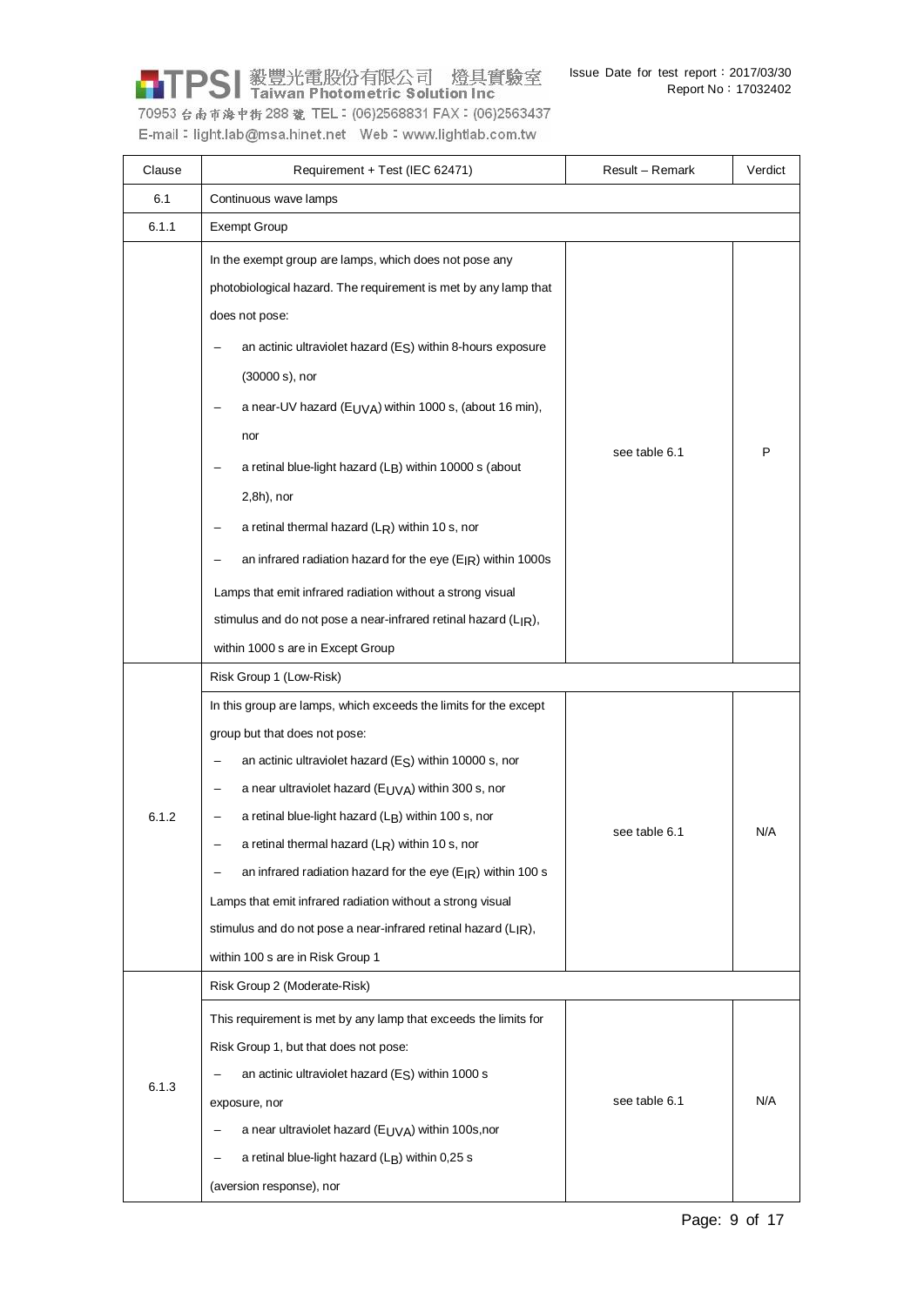| Clause | Requirement + Test (IEC 62471) | Result – Remark | Verdict |
|---|---|---|---|
| 6.1 | Continuous wave lamps | | |
| 6.1.1 | Exempt Group | | |
| | In the exempt group are lamps, which does not pose any photobiological hazard. The requirement is met by any lamp that does not pose: <br>– an actinic ultraviolet hazard ($E_S$) within 8-hours exposure (30000 s), nor <br>– a near-UV hazard ($E_{UVA}$) within 1000 s, (about 16 min), nor <br>– a retinal blue-light hazard ($L_B$) within 10000 s (about 2,8h), nor <br>– a retinal thermal hazard ($L_R$) within 10 s, nor <br>– an infrared radiation hazard for the eye ($E_{IR}$) within 1000s <br>Lamps that emit infrared radiation without a strong visual stimulus and do not pose a near-infrared retinal hazard ($L_{IR}$), within 1000 s are in Except Group | see table 6.1 | P |
| | Risk Group 1 (Low-Risk) | | |
| 6.1.2 | In this group are lamps, which exceeds the limits for the except group but that does not pose: <br>– an actinic ultraviolet hazard ($E_S$) within 10000 s, nor <br>– a near ultraviolet hazard ($E_{UVA}$) within 300 s, nor <br>– a retinal blue-light hazard ($L_B$) within 100 s, nor <br>– a retinal thermal hazard ($L_R$) within 10 s, nor <br>– an infrared radiation hazard for the eye ($E_{IR}$) within 100 s <br>Lamps that emit infrared radiation without a strong visual stimulus and do not pose a near-infrared retinal hazard ($L_{IR}$), within 100 s are in Risk Group 1 | see table 6.1 | N/A |
| | Risk Group 2 (Moderate-Risk) | | |
| 6.1.3 | This requirement is met by any lamp that exceeds the limits for Risk Group 1, but that does not pose: <br>– an actinic ultraviolet hazard ($E_S$) within 1000 s exposure, nor <br>– a near ultraviolet hazard ($E_{UVA}$) within 100s,nor <br>– a retinal blue-light hazard ($L_B$) within 0,25 s (aversion response), nor | see table 6.1 | N/A |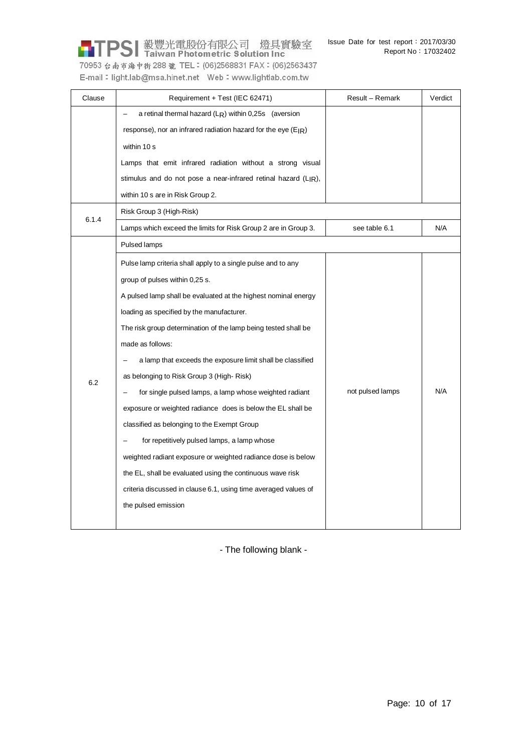| Clause | Requirement + Test (IEC 62471) | Result – Remark | Verdict |
|---|---|---|---|
| | – a retinal thermal hazard ($L_R$) within 0,25s (aversion response), nor an infrared radiation hazard for the eye ($E_{IR}$) within 10 s<br>Lamps that emit infrared radiation without a strong visual stimulus and do not pose a near-infrared retinal hazard ($L_{IR}$), within 10 s are in Risk Group 2. | | |
| 6.1.4 | Risk Group 3 (High-Risk) | | |
| | Lamps which exceed the limits for Risk Group 2 are in Group 3. | see table 6.1 | N/A |
| 6.2 | Pulsed lamps | | |
| | Pulse lamp criteria shall apply to a single pulse and to any group of pulses within 0,25 s.<br>A pulsed lamp shall be evaluated at the highest nominal energy loading as specified by the manufacturer.<br>The risk group determination of the lamp being tested shall be made as follows:<br>– a lamp that exceeds the exposure limit shall be classified as belonging to Risk Group 3 (High- Risk)<br>– for single pulsed lamps, a lamp whose weighted radiant exposure or weighted radiance does is below the EL shall be classified as belonging to the Exempt Group<br>– for repetitively pulsed lamps, a lamp whose weighted radiant exposure or weighted radiance dose is below the EL, shall be evaluated using the continuous wave risk criteria discussed in clause 6.1, using time averaged values of the pulsed emission | not pulsed lamps | N/A |

- The following blank -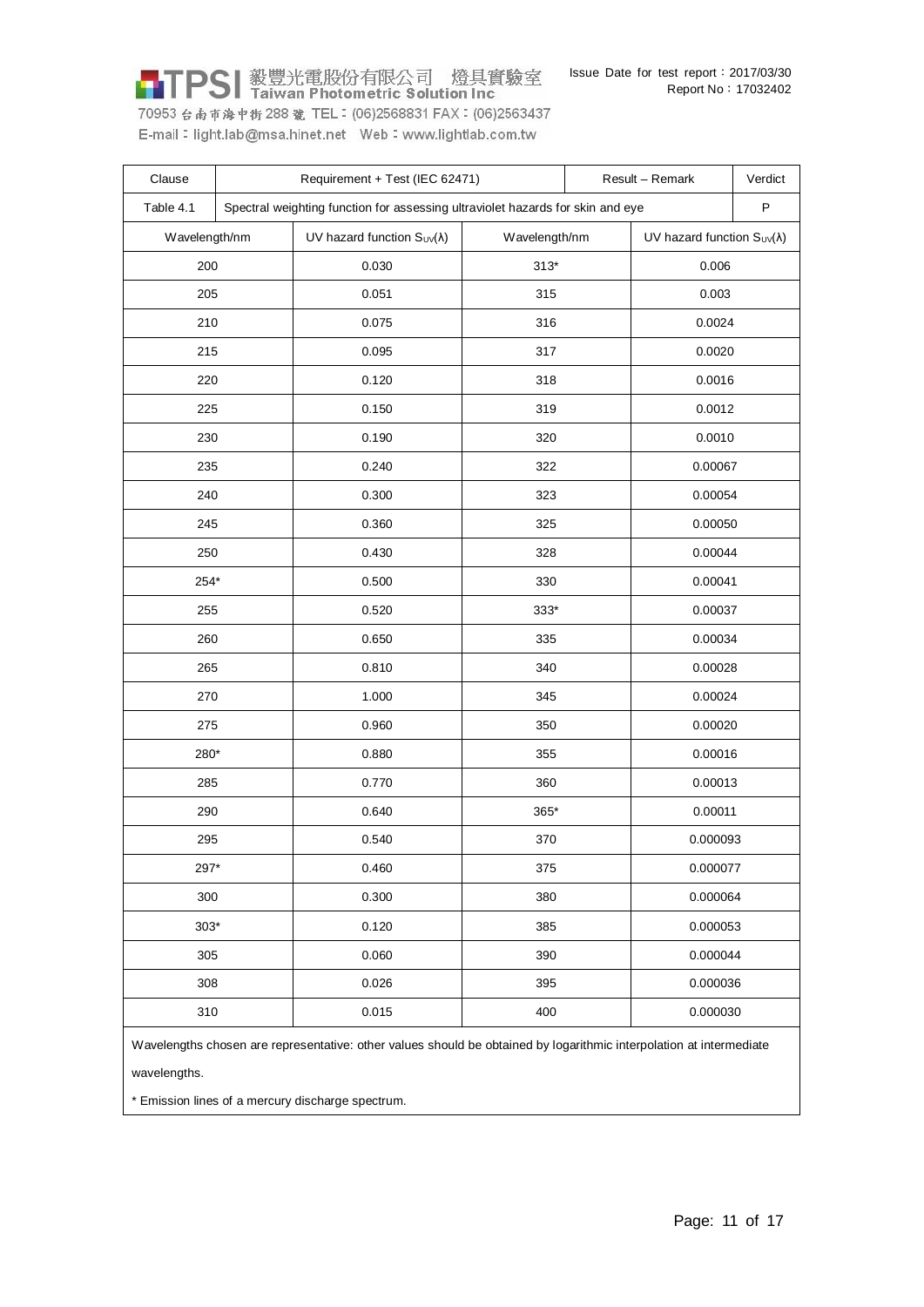| Clause | Requirement + Test (IEC 62471) | | | Result – Remark | Verdict |
|---|---|---|---|---|---|
| Table 4.1 | Spectral weighting function for assessing ultraviolet hazards for skin and eye | | | | P |

| Wavelength/nm | UV hazard function $S_{UV}(\lambda)$ | Wavelength/nm | UV hazard function $S_{UV}(\lambda)$ |
|---|---|---|---|
| 200 | 0.030 | 313* | 0.006 |
| 205 | 0.051 | 315 | 0.003 |
| 210 | 0.075 | 316 | 0.0024 |
| 215 | 0.095 | 317 | 0.0020 |
| 220 | 0.120 | 318 | 0.0016 |
| 225 | 0.150 | 319 | 0.0012 |
| 230 | 0.190 | 320 | 0.0010 |
| 235 | 0.240 | 322 | 0.00067 |
| 240 | 0.300 | 323 | 0.00054 |
| 245 | 0.360 | 325 | 0.00050 |
| 250 | 0.430 | 328 | 0.00044 |
| 254* | 0.500 | 330 | 0.00041 |
| 255 | 0.520 | 333* | 0.00037 |
| 260 | 0.650 | 335 | 0.00034 |
| 265 | 0.810 | 340 | 0.00028 |
| 270 | 1.000 | 345 | 0.00024 |
| 275 | 0.960 | 350 | 0.00020 |
| 280* | 0.880 | 355 | 0.00016 |
| 285 | 0.770 | 360 | 0.00013 |
| 290 | 0.640 | 365* | 0.00011 |
| 295 | 0.540 | 370 | 0.000093 |
| 297* | 0.460 | 375 | 0.000077 |
| 300 | 0.300 | 380 | 0.000064 |
| 303* | 0.120 | 385 | 0.000053 |
| 305 | 0.060 | 390 | 0.000044 |
| 308 | 0.026 | 395 | 0.000036 |
| 310 | 0.015 | 400 | 0.000030 |

Wavelengths chosen are representative: other values should be obtained by logarithmic interpolation at intermediate wavelengths.

* Emission lines of a mercury discharge spectrum.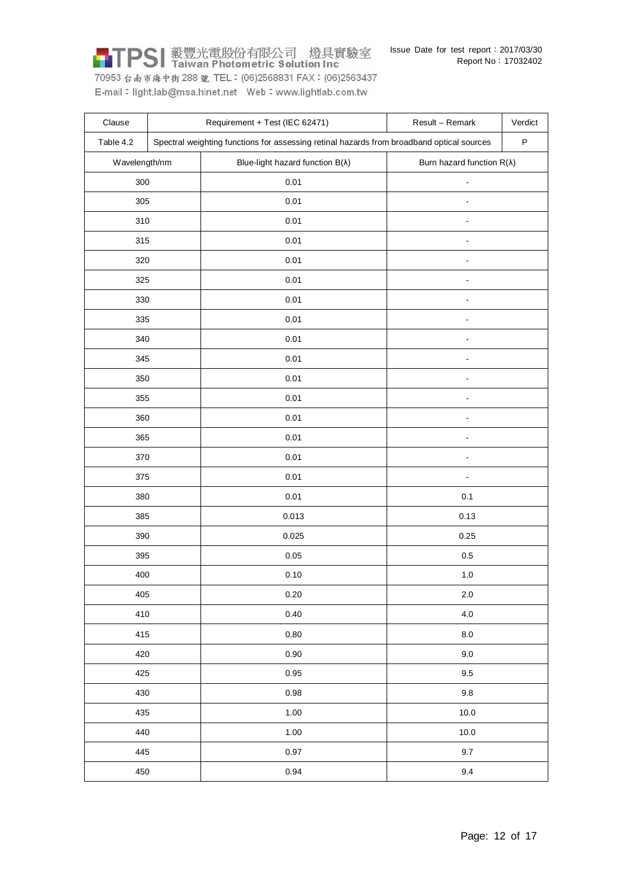| Clause | Requirement + Test (IEC 62471) | | Result – Remark | Verdict |
|---|---|---|---|---|
| Table 4.2 | Spectral weighting functions for assessing retinal hazards from broadband optical sources | | | P |
| Wavelength/nm | | Blue-light hazard function B(λ) | Burn hazard function R(λ) | |
| 300 | | 0.01 | - | |
| 305 | | 0.01 | - | |
| 310 | | 0.01 | - | |
| 315 | | 0.01 | - | |
| 320 | | 0.01 | - | |
| 325 | | 0.01 | - | |
| 330 | | 0.01 | - | |
| 335 | | 0.01 | - | |
| 340 | | 0.01 | - | |
| 345 | | 0.01 | - | |
| 350 | | 0.01 | - | |
| 355 | | 0.01 | - | |
| 360 | | 0.01 | - | |
| 365 | | 0.01 | - | |
| 370 | | 0.01 | - | |
| 375 | | 0.01 | - | |
| 380 | | 0.01 | 0.1 | |
| 385 | | 0.013 | 0.13 | |
| 390 | | 0.025 | 0.25 | |
| 395 | | 0.05 | 0.5 | |
| 400 | | 0.10 | 1.0 | |
| 405 | | 0.20 | 2.0 | |
| 410 | | 0.40 | 4.0 | |
| 415 | | 0.80 | 8.0 | |
| 420 | | 0.90 | 9.0 | |
| 425 | | 0.95 | 9.5 | |
| 430 | | 0.98 | 9.8 | |
| 435 | | 1.00 | 10.0 | |
| 440 | | 1.00 | 10.0 | |
| 445 | | 0.97 | 9.7 | |
| 450 | | 0.94 | 9.4 | |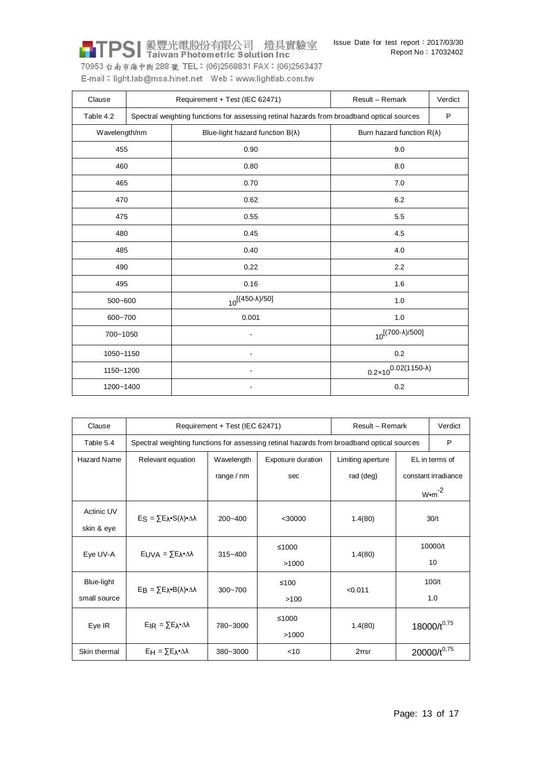TPSI 毅豐光電股份有限公司 燈具實驗室
Taiwan Photometric Solution Inc

70953 台南市海中街 288 號 TEL：(06)2568831 FAX：(06)2563437
E-mail：light.lab@msa.hinet.net Web：www.lightlab.com.tw

Issue Date for test report：2017/03/30
Report No：17032402

| Clause | Requirement + Test (IEC 62471) | | Result – Remark | Verdict |
|---|---|---|---|---|
| Table 4.2 | Spectral weighting functions for assessing retinal hazards from broadband optical sources | | | P |
| Wavelength/nm | | Blue-light hazard function B(λ) | Burn hazard function R(λ) | |
| 455 | | 0.90 | 9.0 | |
| 460 | | 0.80 | 8.0 | |
| 465 | | 0.70 | 7.0 | |
| 470 | | 0.62 | 6.2 | |
| 475 | | 0.55 | 5.5 | |
| 480 | | 0.45 | 4.5 | |
| 485 | | 0.40 | 4.0 | |
| 490 | | 0.22 | 2.2 | |
| 495 | | 0.16 | 1.6 | |
| 500~600 | | $10^{[(450-\lambda)/50]}$ | 1.0 | |
| 600~700 | | 0.001 | 1.0 | |
| 700~1050 | | - | $10^{[(700-\lambda)/500]}$ | |
| 1050~1150 | | - | 0.2 | |
| 1150~1200 | | - | $0.2\times10^{0.02(1150-\lambda)}$ | |
| 1200~1400 | | - | 0.2 | |

| Clause | Requirement + Test (IEC 62471) | | | Result – Remark | Verdict |
|---|---|---|---|---|---|
| Table 5.4 | Spectral weighting functions for assessing retinal hazards from broadband optical sources | | | | P |
| Hazard Name | Relevant equation | Wavelength range / nm | Exposure duration sec | Limiting aperture rad (deg) | EL in terms of constant irradiance $W\cdot m^{-2}$ |
| Actinic UV skin & eye | $E_S = \sum E_\lambda \cdot S(\lambda) \cdot \Delta\lambda$ | 200~400 | <30000 | 1.4(80) | 30/t |
| Eye UV-A | $E_{UVA} = \sum E_\lambda \cdot \Delta\lambda$ | 315~400 | ≤1000<br>>1000 | 1.4(80) | 10000/t<br>10 |
| Blue-light small source | $E_B = \sum E_\lambda \cdot B(\lambda) \cdot \Delta\lambda$ | 300~700 | ≤100<br>>100 | <0.011 | 100/t<br>1.0 |
| Eye IR | $E_{IR} = \sum E_\lambda \cdot \Delta\lambda$ | 780~3000 | ≤1000<br>>1000 | 1.4(80) | $18000/t^{0.75}$ |
| Skin thermal | $E_H = \sum E_\lambda \cdot \Delta\lambda$ | 380~3000 | <10 | 2πsr | $20000/t^{0.75}$ |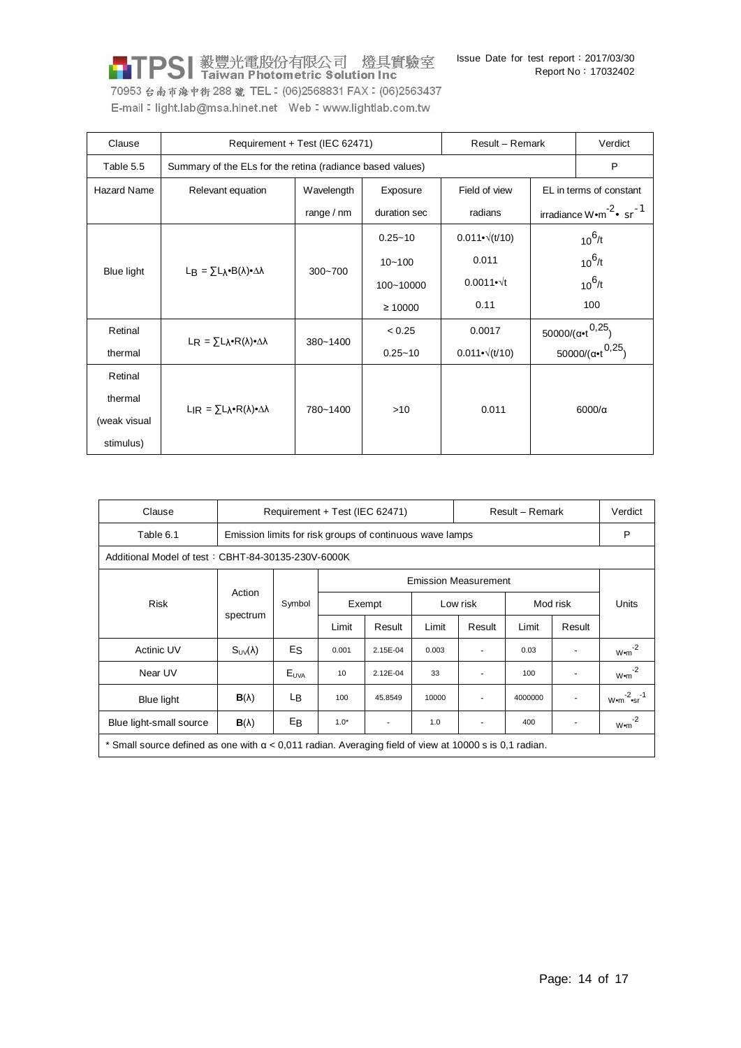| Clause | Requirement + Test (IEC 62471) | | | Result – Remark | | Verdict |
|---|---|---|---|---|---|---|
| Table 5.5 | Summary of the ELs for the retina (radiance based values) | | | | | P |
| Hazard Name | Relevant equation | Wavelength range / nm | Exposure duration sec | Field of view radians | EL in terms of constant irradiance $W \cdot m^{-2} \cdot sr^{-1}$ | |
| Blue light | $L_B = \sum L_\lambda \cdot B(\lambda) \cdot \Delta\lambda$ | 300~700 | 0.25~10<br>10~100<br>100~10000<br>≥ 10000 | $0.011 \cdot \sqrt{(t/10)}$<br>0.011<br>$0.0011 \cdot \sqrt{t}$<br>0.11 | $10^6/t$<br>$10^6/t$<br>$10^6/t$<br>100 | |
| Retinal thermal | $L_R = \sum L_\lambda \cdot R(\lambda) \cdot \Delta\lambda$ | 380~1400 | < 0.25<br>0.25~10 | 0.0017<br>$0.011 \cdot \sqrt{(t/10)}$ | $50000/(\alpha \cdot t^{0,25})$<br>$50000/(\alpha \cdot t^{0,25})$ | |
| Retinal thermal (weak visual stimulus) | $L_{IR} = \sum L_\lambda \cdot R(\lambda) \cdot \Delta\lambda$ | 780~1400 | >10 | 0.011 | $6000/\alpha$ | |

| Clause | Requirement + Test (IEC 62471) | | | | | Result – Remark | | | Verdict |
|---|---|---|---|---|---|---|---|---|---|
| Table 6.1 | Emission limits for risk groups of continuous wave lamps | | | | | | | | P |
| Additional Model of test：CBHT-84-30135-230V-6000K | | | | | | | | | |
| Risk | Action spectrum | Symbol | Emission Measurement | | | | | | Units |
| | | | Exempt | | Low risk | | Mod risk | | |
| | | | Limit | Result | Limit | Result | Limit | Result | |
| Actinic UV | $S_{UV}(\lambda)$ | $E_S$ | 0.001 | 2.15E-04 | 0.003 | - | 0.03 | - | $W \cdot m^{-2}$ |
| Near UV | | $E_{UVA}$ | 10 | 2.12E-04 | 33 | - | 100 | - | $W \cdot m^{-2}$ |
| Blue light | **B**(λ) | $L_B$ | 100 | 45.8549 | 10000 | - | 4000000 | - | $W \cdot m^{-2} \cdot sr^{-1}$ |
| Blue light-small source | **B**(λ) | $E_B$ | 1.0* | - | 1.0 | - | 400 | - | $W \cdot m^{-2}$ |

* Small source defined as one with α < 0,011 radian. Averaging field of view at 10000 s is 0,1 radian.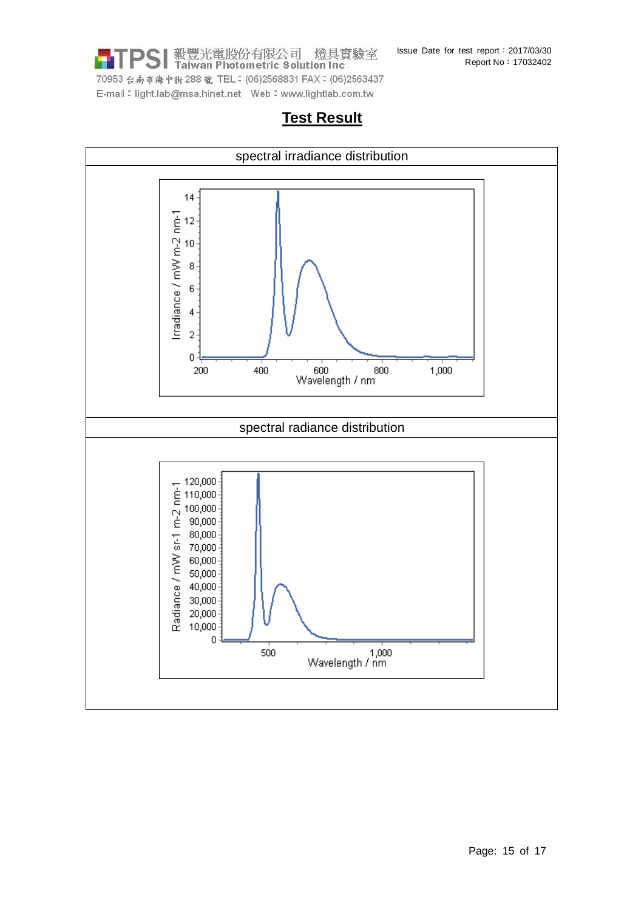# Test Result

## spectral irradiance distribution

Irradiance / mW m-2 nm-1

14
12
10
8
6
4
2
0

200
400
600
800
1,000

Wavelength / nm

## spectral radiance distribution

Radiance / mW sr-1 m-2 nm-1

120,000
110,000
100,000
90,000
80,000
70,000
60,000
50,000
40,000
30,000
20,000
10,000
0

500
1,000

Wavelength / nm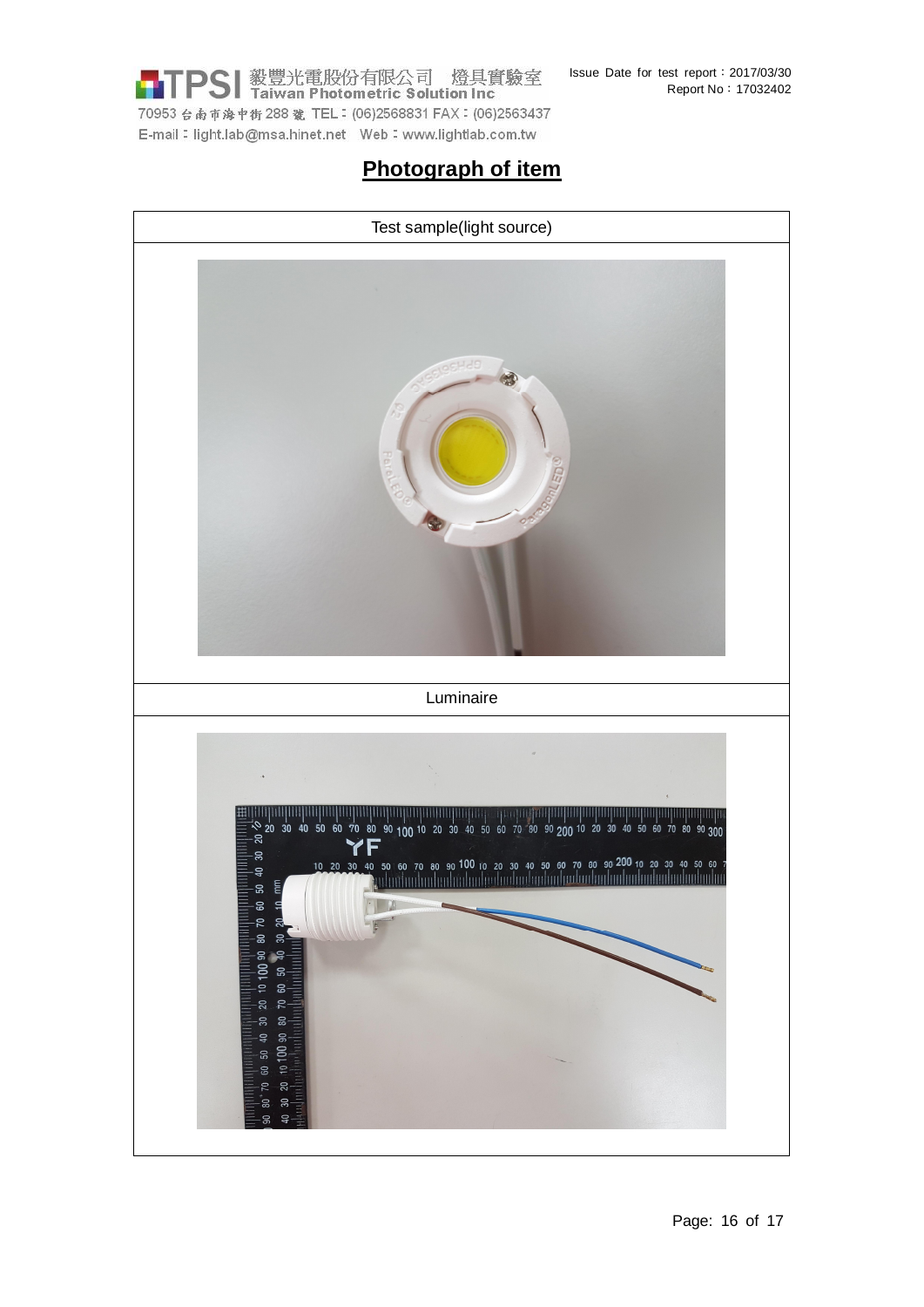# Photograph of item

| Test sample(light source) |
|---|
| |
| Luminaire |
| |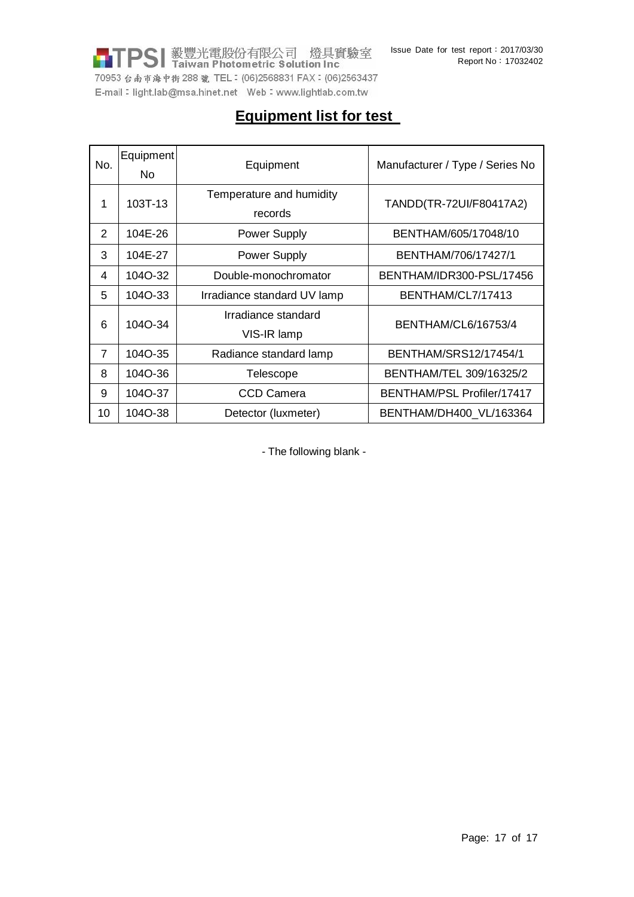## Equipment list for test

| No. | Equipment No | Equipment | Manufacturer / Type / Series No |
|---|---|---|---|
| 1 | 103T-13 | Temperature and humidity records | TANDD(TR-72UI/F80417A2) |
| 2 | 104E-26 | Power Supply | BENTHAM/605/17048/10 |
| 3 | 104E-27 | Power Supply | BENTHAM/706/17427/1 |
| 4 | 104O-32 | Double-monochromator | BENTHAM/IDR300-PSL/17456 |
| 5 | 104O-33 | Irradiance standard UV lamp | BENTHAM/CL7/17413 |
| 6 | 104O-34 | Irradiance standard VIS-IR lamp | BENTHAM/CL6/16753/4 |
| 7 | 104O-35 | Radiance standard lamp | BENTHAM/SRS12/17454/1 |
| 8 | 104O-36 | Telescope | BENTHAM/TEL 309/16325/2 |
| 9 | 104O-37 | CCD Camera | BENTHAM/PSL Profiler/17417 |
| 10 | 104O-38 | Detector (luxmeter) | BENTHAM/DH400_VL/163364 |

- The following blank -